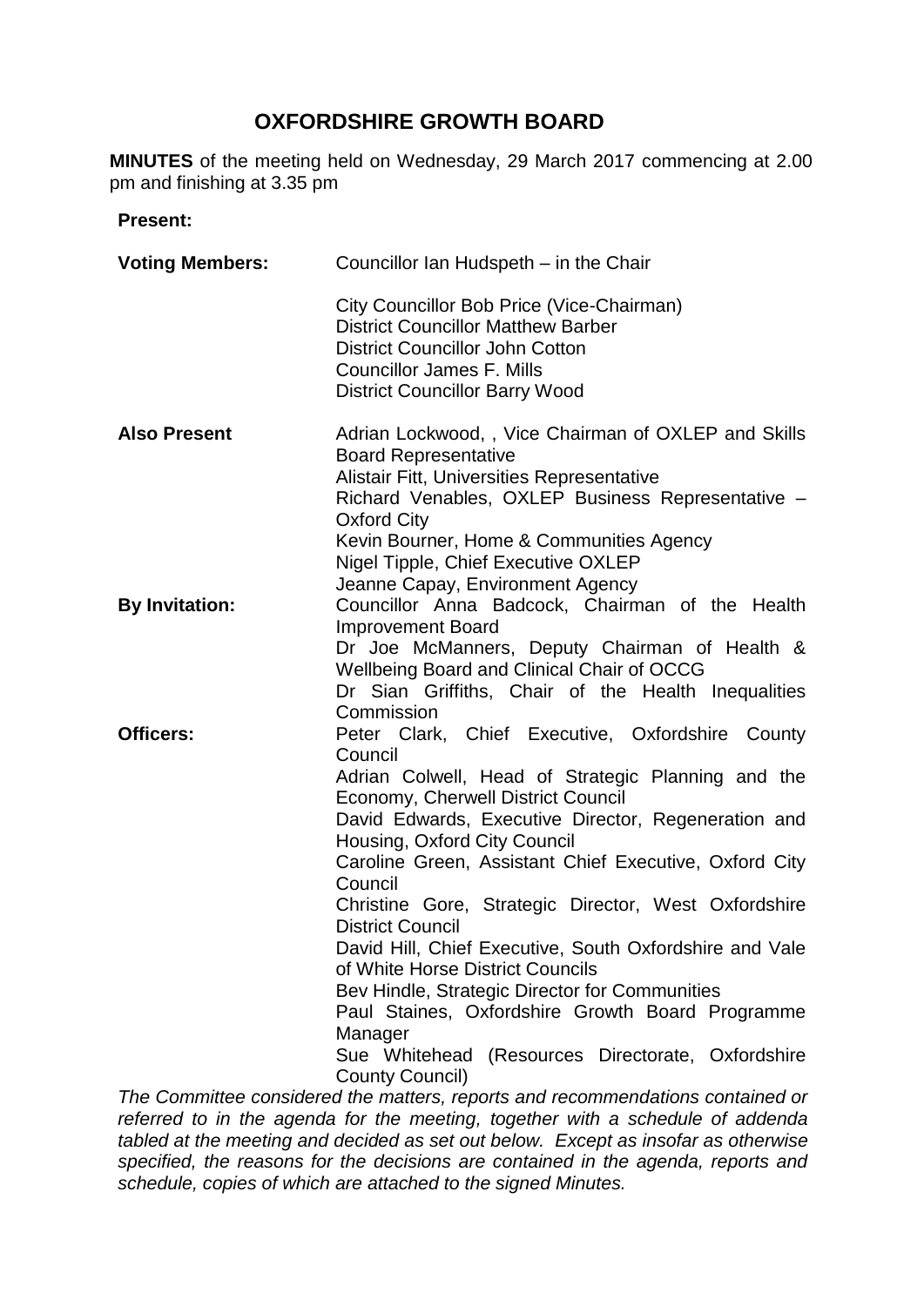# OXFORDSHIRE GROWTH BOARD

**MINUTES** of the meeting held on Wednesday, 29 March 2017 commencing at 2.00 pm and finishing at 3.35 pm

**Present:**

| | |
|---|---|
| **Voting Members:** | Councillor Ian Hudspeth – in the Chair<br><br>City Councillor Bob Price (Vice-Chairman)<br>District Councillor Matthew Barber<br>District Councillor John Cotton<br>Councillor James F. Mills<br>District Councillor Barry Wood |
| **Also Present** | Adrian Lockwood, , Vice Chairman of OXLEP and Skills Board Representative<br>Alistair Fitt, Universities Representative<br>Richard Venables, OXLEP Business Representative – Oxford City<br>Kevin Bourner, Home & Communities Agency<br>Nigel Tipple, Chief Executive OXLEP<br>Jeanne Capay, Environment Agency |
| **By Invitation:** | Councillor Anna Badcock, Chairman of the Health Improvement Board<br>Dr Joe McManners, Deputy Chairman of Health & Wellbeing Board and Clinical Chair of OCCG<br>Dr Sian Griffiths, Chair of the Health Inequalities Commission |
| **Officers:** | Peter Clark, Chief Executive, Oxfordshire County Council<br>Adrian Colwell, Head of Strategic Planning and the Economy, Cherwell District Council<br>David Edwards, Executive Director, Regeneration and Housing, Oxford City Council<br>Caroline Green, Assistant Chief Executive, Oxford City Council<br>Christine Gore, Strategic Director, West Oxfordshire District Council<br>David Hill, Chief Executive, South Oxfordshire and Vale of White Horse District Councils<br>Bev Hindle, Strategic Director for Communities<br>Paul Staines, Oxfordshire Growth Board Programme Manager<br>Sue Whitehead (Resources Directorate, Oxfordshire County Council) |

*The Committee considered the matters, reports and recommendations contained or referred to in the agenda for the meeting, together with a schedule of addenda tabled at the meeting and decided as set out below. Except as insofar as otherwise specified, the reasons for the decisions are contained in the agenda, reports and schedule, copies of which are attached to the signed Minutes.*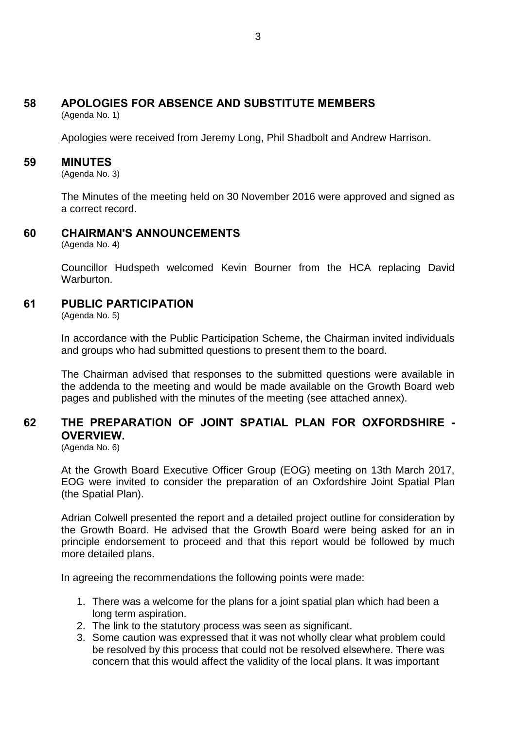## 58 APOLOGIES FOR ABSENCE AND SUBSTITUTE MEMBERS

(Agenda No. 1)

Apologies were received from Jeremy Long, Phil Shadbolt and Andrew Harrison.

## 59 MINUTES

(Agenda No. 3)

The Minutes of the meeting held on 30 November 2016 were approved and signed as a correct record.

## 60 CHAIRMAN'S ANNOUNCEMENTS

(Agenda No. 4)

Councillor Hudspeth welcomed Kevin Bourner from the HCA replacing David Warburton.

## 61 PUBLIC PARTICIPATION

(Agenda No. 5)

In accordance with the Public Participation Scheme, the Chairman invited individuals and groups who had submitted questions to present them to the board.

The Chairman advised that responses to the submitted questions were available in the addenda to the meeting and would be made available on the Growth Board web pages and published with the minutes of the meeting (see attached annex).

## 62 THE PREPARATION OF JOINT SPATIAL PLAN FOR OXFORDSHIRE - OVERVIEW.

(Agenda No. 6)

At the Growth Board Executive Officer Group (EOG) meeting on 13th March 2017, EOG were invited to consider the preparation of an Oxfordshire Joint Spatial Plan (the Spatial Plan).

Adrian Colwell presented the report and a detailed project outline for consideration by the Growth Board. He advised that the Growth Board were being asked for an in principle endorsement to proceed and that this report would be followed by much more detailed plans.

In agreeing the recommendations the following points were made:

1. There was a welcome for the plans for a joint spatial plan which had been a long term aspiration.
2. The link to the statutory process was seen as significant.
3. Some caution was expressed that it was not wholly clear what problem could be resolved by this process that could not be resolved elsewhere. There was concern that this would affect the validity of the local plans. It was important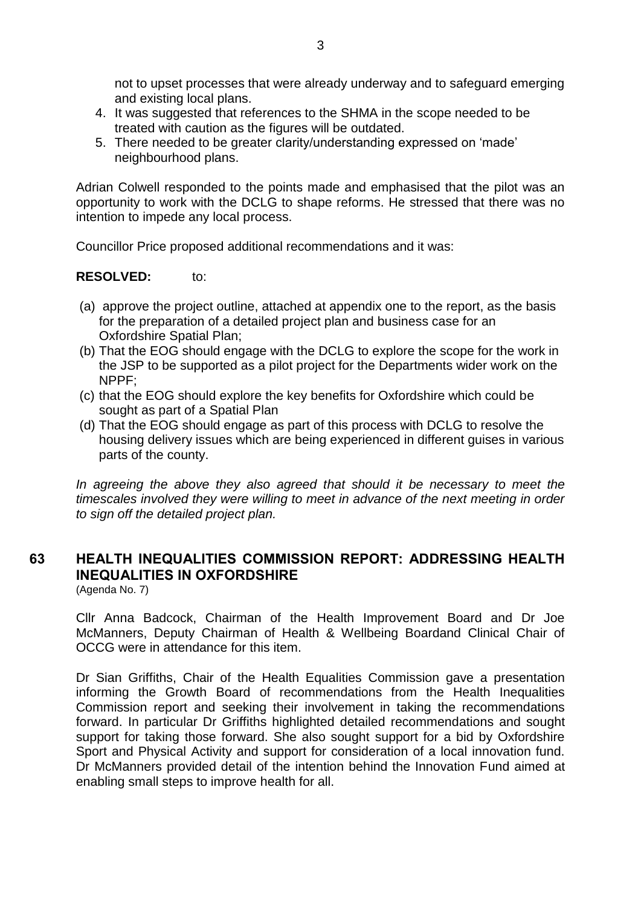not to upset processes that were already underway and to safeguard emerging and existing local plans.

4. It was suggested that references to the SHMA in the scope needed to be treated with caution as the figures will be outdated.
5. There needed to be greater clarity/understanding expressed on 'made' neighbourhood plans.

Adrian Colwell responded to the points made and emphasised that the pilot was an opportunity to work with the DCLG to shape reforms. He stressed that there was no intention to impede any local process.

Councillor Price proposed additional recommendations and it was:

**RESOLVED:** to:

(a) approve the project outline, attached at appendix one to the report, as the basis for the preparation of a detailed project plan and business case for an Oxfordshire Spatial Plan;

(b) That the EOG should engage with the DCLG to explore the scope for the work in the JSP to be supported as a pilot project for the Departments wider work on the NPPF;

(c) that the EOG should explore the key benefits for Oxfordshire which could be sought as part of a Spatial Plan

(d) That the EOG should engage as part of this process with DCLG to resolve the housing delivery issues which are being experienced in different guises in various parts of the county.

*In agreeing the above they also agreed that should it be necessary to meet the timescales involved they were willing to meet in advance of the next meeting in order to sign off the detailed project plan.*

## 63 HEALTH INEQUALITIES COMMISSION REPORT: ADDRESSING HEALTH INEQUALITIES IN OXFORDSHIRE

(Agenda No. 7)

Cllr Anna Badcock, Chairman of the Health Improvement Board and Dr Joe McManners, Deputy Chairman of Health & Wellbeing Boardand Clinical Chair of OCCG were in attendance for this item.

Dr Sian Griffiths, Chair of the Health Equalities Commission gave a presentation informing the Growth Board of recommendations from the Health Inequalities Commission report and seeking their involvement in taking the recommendations forward. In particular Dr Griffiths highlighted detailed recommendations and sought support for taking those forward. She also sought support for a bid by Oxfordshire Sport and Physical Activity and support for consideration of a local innovation fund. Dr McManners provided detail of the intention behind the Innovation Fund aimed at enabling small steps to improve health for all.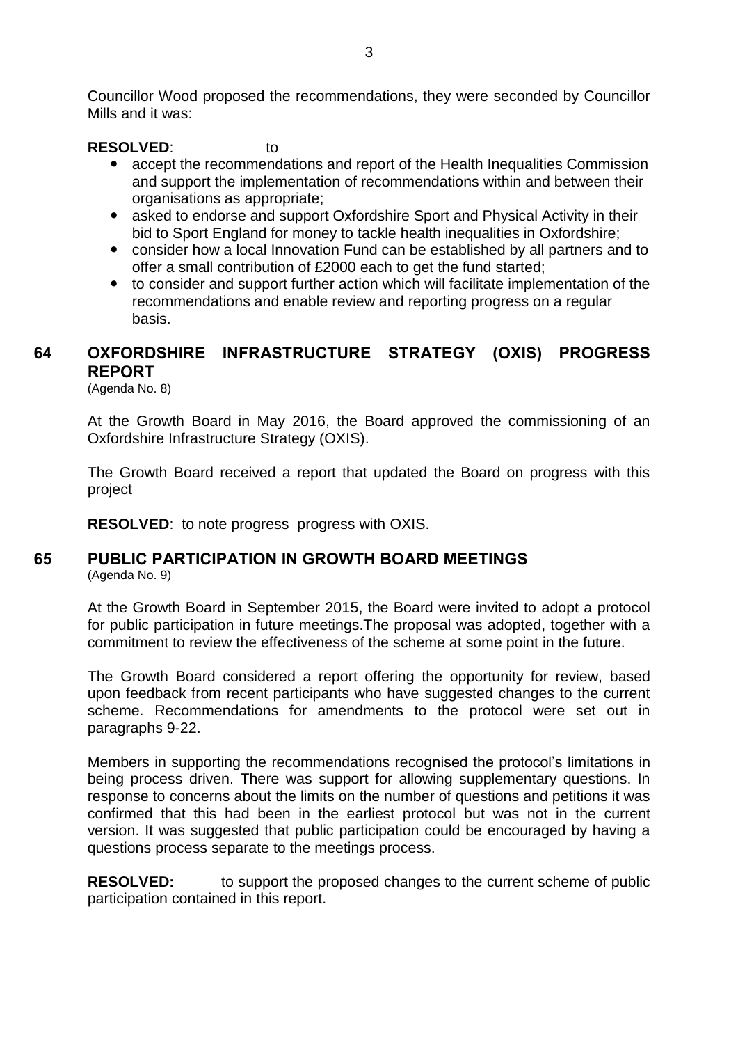Councillor Wood proposed the recommendations, they were seconded by Councillor Mills and it was:

**RESOLVED**: to

- accept the recommendations and report of the Health Inequalities Commission and support the implementation of recommendations within and between their organisations as appropriate;
- asked to endorse and support Oxfordshire Sport and Physical Activity in their bid to Sport England for money to tackle health inequalities in Oxfordshire;
- consider how a local Innovation Fund can be established by all partners and to offer a small contribution of £2000 each to get the fund started;
- to consider and support further action which will facilitate implementation of the recommendations and enable review and reporting progress on a regular basis.

## 64 OXFORDSHIRE INFRASTRUCTURE STRATEGY (OXIS) PROGRESS REPORT

(Agenda No. 8)

At the Growth Board in May 2016, the Board approved the commissioning of an Oxfordshire Infrastructure Strategy (OXIS).

The Growth Board received a report that updated the Board on progress with this project

**RESOLVED**: to note progress progress with OXIS.

## 65 PUBLIC PARTICIPATION IN GROWTH BOARD MEETINGS

(Agenda No. 9)

At the Growth Board in September 2015, the Board were invited to adopt a protocol for public participation in future meetings.The proposal was adopted, together with a commitment to review the effectiveness of the scheme at some point in the future.

The Growth Board considered a report offering the opportunity for review, based upon feedback from recent participants who have suggested changes to the current scheme. Recommendations for amendments to the protocol were set out in paragraphs 9-22.

Members in supporting the recommendations recognised the protocol's limitations in being process driven. There was support for allowing supplementary questions. In response to concerns about the limits on the number of questions and petitions it was confirmed that this had been in the earliest protocol but was not in the current version. It was suggested that public participation could be encouraged by having a questions process separate to the meetings process.

**RESOLVED:** to support the proposed changes to the current scheme of public participation contained in this report.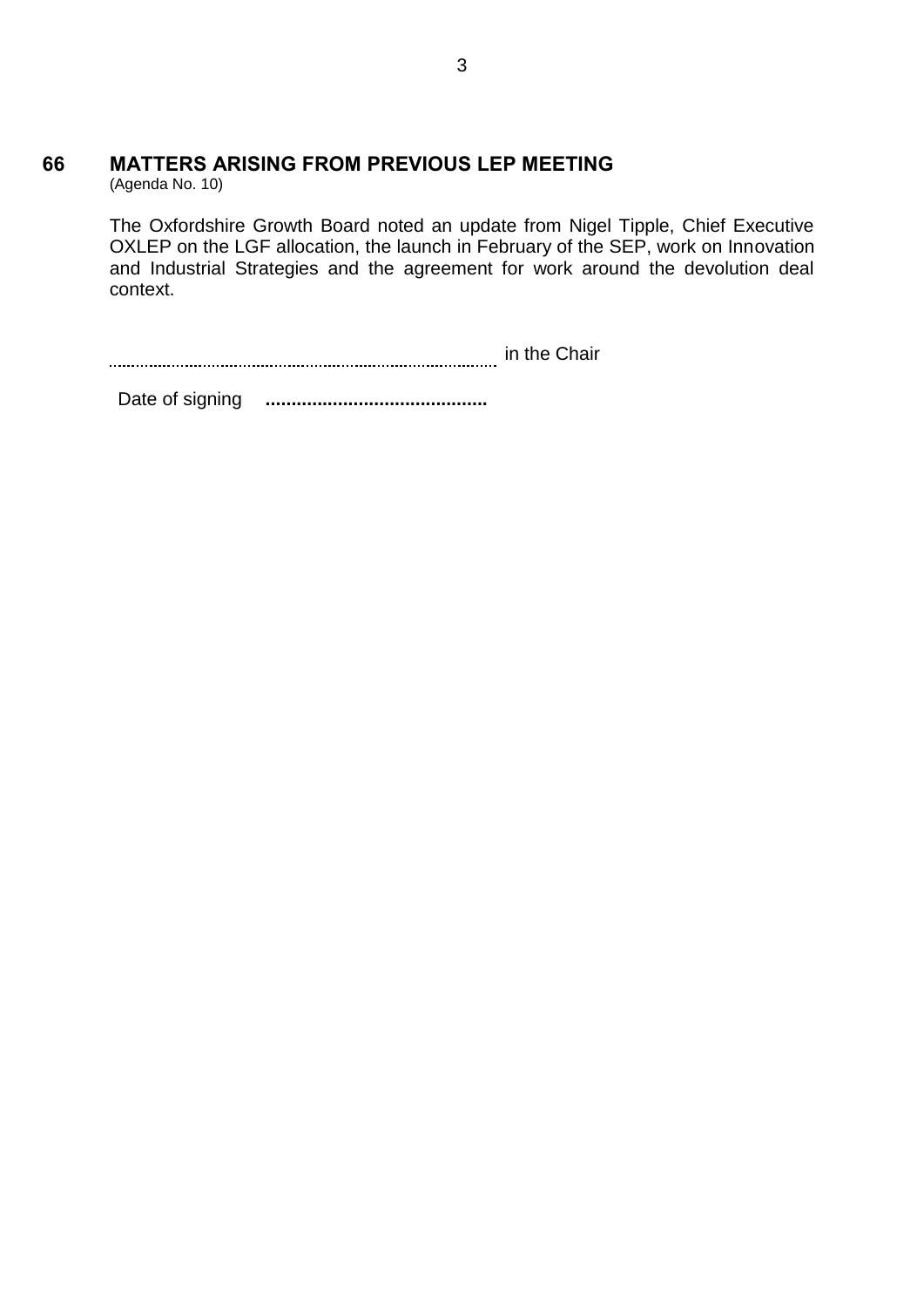## 66 MATTERS ARISING FROM PREVIOUS LEP MEETING

(Agenda No. 10)

The Oxfordshire Growth Board noted an update from Nigel Tipple, Chief Executive OXLEP on the LGF allocation, the launch in February of the SEP, work on Innovation and Industrial Strategies and the agreement for work around the devolution deal context.

........................................................................ in the Chair

Date of signing ..........................................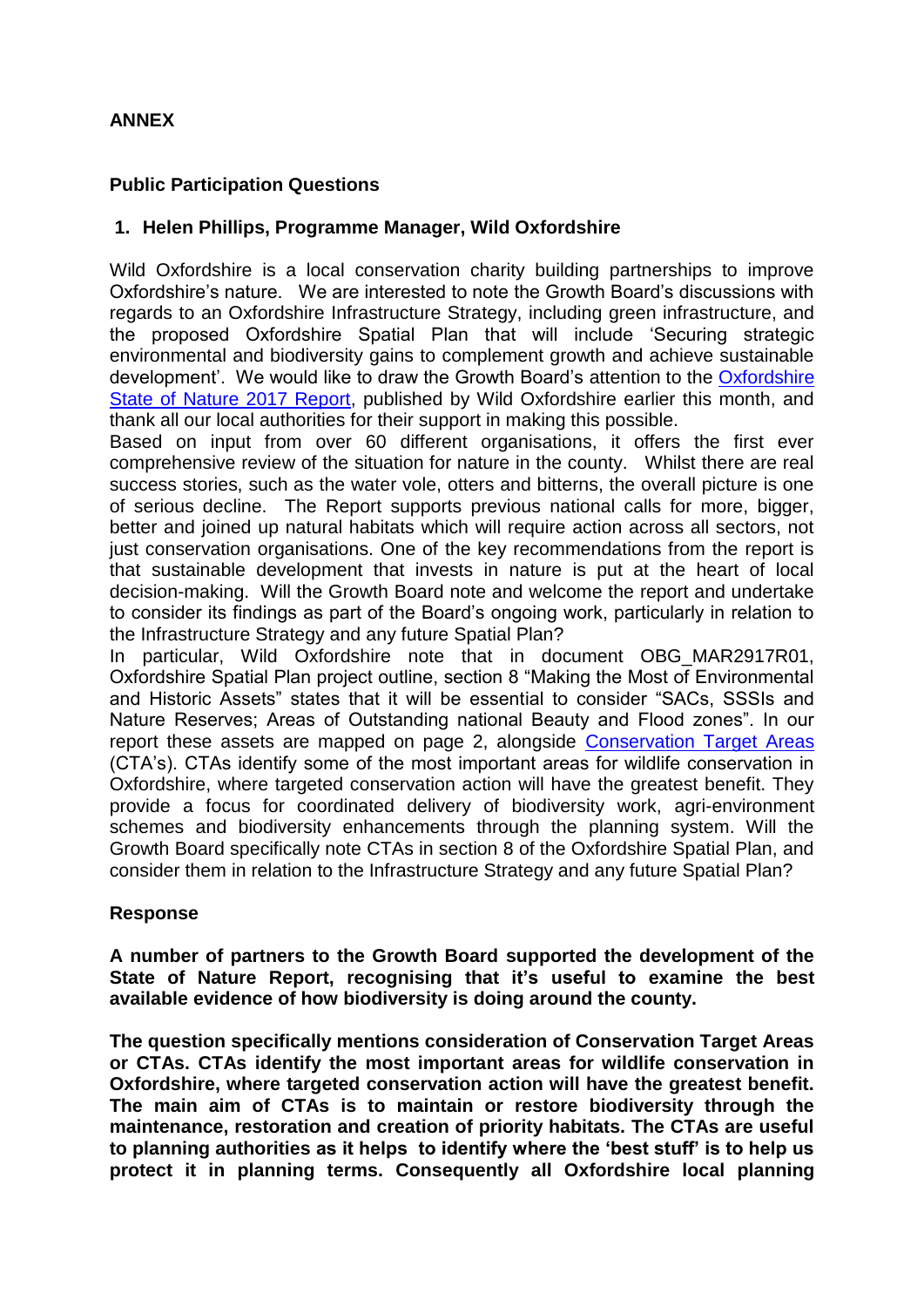**ANNEX**

**Public Participation Questions**

**1. Helen Phillips, Programme Manager, Wild Oxfordshire**

Wild Oxfordshire is a local conservation charity building partnerships to improve Oxfordshire's nature. We are interested to note the Growth Board's discussions with regards to an Oxfordshire Infrastructure Strategy, including green infrastructure, and the proposed Oxfordshire Spatial Plan that will include 'Securing strategic environmental and biodiversity gains to complement growth and achieve sustainable development'. We would like to draw the Growth Board's attention to the Oxfordshire State of Nature 2017 Report, published by Wild Oxfordshire earlier this month, and thank all our local authorities for their support in making this possible.

Based on input from over 60 different organisations, it offers the first ever comprehensive review of the situation for nature in the county. Whilst there are real success stories, such as the water vole, otters and bitterns, the overall picture is one of serious decline. The Report supports previous national calls for more, bigger, better and joined up natural habitats which will require action across all sectors, not just conservation organisations. One of the key recommendations from the report is that sustainable development that invests in nature is put at the heart of local decision-making. Will the Growth Board note and welcome the report and undertake to consider its findings as part of the Board's ongoing work, particularly in relation to the Infrastructure Strategy and any future Spatial Plan?

In particular, Wild Oxfordshire note that in document OBG_MAR2917R01, Oxfordshire Spatial Plan project outline, section 8 "Making the Most of Environmental and Historic Assets" states that it will be essential to consider "SACs, SSSIs and Nature Reserves; Areas of Outstanding national Beauty and Flood zones". In our report these assets are mapped on page 2, alongside Conservation Target Areas (CTA's). CTAs identify some of the most important areas for wildlife conservation in Oxfordshire, where targeted conservation action will have the greatest benefit. They provide a focus for coordinated delivery of biodiversity work, agri-environment schemes and biodiversity enhancements through the planning system. Will the Growth Board specifically note CTAs in section 8 of the Oxfordshire Spatial Plan, and consider them in relation to the Infrastructure Strategy and any future Spatial Plan?

**Response**

**A number of partners to the Growth Board supported the development of the State of Nature Report, recognising that it's useful to examine the best available evidence of how biodiversity is doing around the county.**

**The question specifically mentions consideration of Conservation Target Areas or CTAs. CTAs identify the most important areas for wildlife conservation in Oxfordshire, where targeted conservation action will have the greatest benefit. The main aim of CTAs is to maintain or restore biodiversity through the maintenance, restoration and creation of priority habitats. The CTAs are useful to planning authorities as it helps to identify where the 'best stuff' is to help us protect it in planning terms. Consequently all Oxfordshire local planning**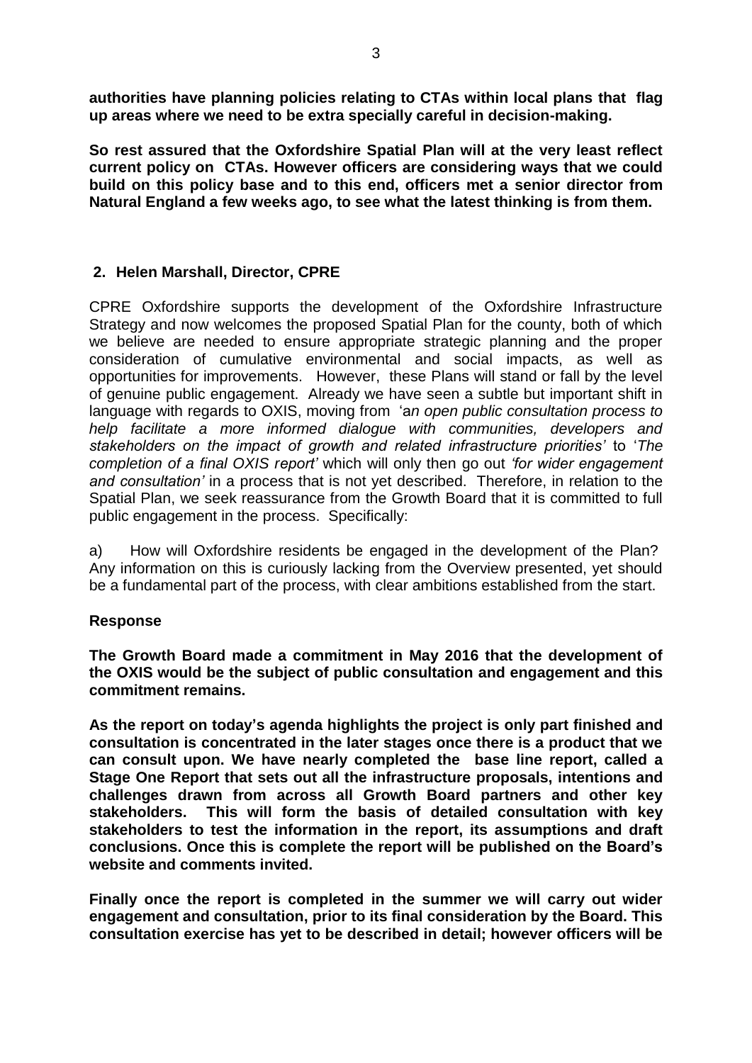**authorities have planning policies relating to CTAs within local plans that flag up areas where we need to be extra specially careful in decision-making.**

**So rest assured that the Oxfordshire Spatial Plan will at the very least reflect current policy on CTAs. However officers are considering ways that we could build on this policy base and to this end, officers met a senior director from Natural England a few weeks ago, to see what the latest thinking is from them.**

## 2. Helen Marshall, Director, CPRE

CPRE Oxfordshire supports the development of the Oxfordshire Infrastructure Strategy and now welcomes the proposed Spatial Plan for the county, both of which we believe are needed to ensure appropriate strategic planning and the proper consideration of cumulative environmental and social impacts, as well as opportunities for improvements. However, these Plans will stand or fall by the level of genuine public engagement. Already we have seen a subtle but important shift in language with regards to OXIS, moving from '*an open public consultation process to help facilitate a more informed dialogue with communities, developers and stakeholders on the impact of growth and related infrastructure priorities'* to '*The completion of a final OXIS report'* which will only then go out *'for wider engagement and consultation'* in a process that is not yet described. Therefore, in relation to the Spatial Plan, we seek reassurance from the Growth Board that it is committed to full public engagement in the process. Specifically:

a) How will Oxfordshire residents be engaged in the development of the Plan? Any information on this is curiously lacking from the Overview presented, yet should be a fundamental part of the process, with clear ambitions established from the start.

**Response**

**The Growth Board made a commitment in May 2016 that the development of the OXIS would be the subject of public consultation and engagement and this commitment remains.**

**As the report on today's agenda highlights the project is only part finished and consultation is concentrated in the later stages once there is a product that we can consult upon. We have nearly completed the base line report, called a Stage One Report that sets out all the infrastructure proposals, intentions and challenges drawn from across all Growth Board partners and other key stakeholders. This will form the basis of detailed consultation with key stakeholders to test the information in the report, its assumptions and draft conclusions. Once this is complete the report will be published on the Board's website and comments invited.**

**Finally once the report is completed in the summer we will carry out wider engagement and consultation, prior to its final consideration by the Board. This consultation exercise has yet to be described in detail; however officers will be**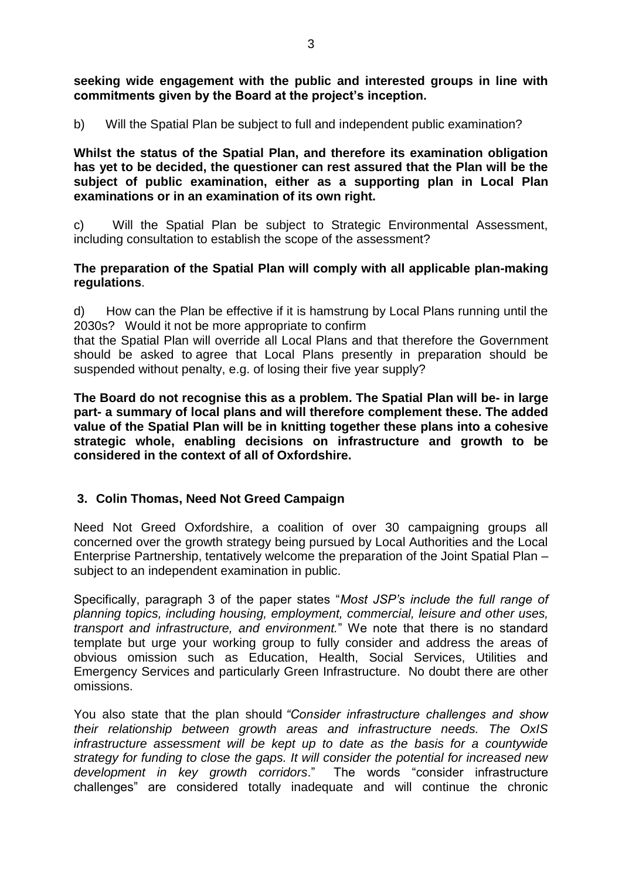**seeking wide engagement with the public and interested groups in line with commitments given by the Board at the project's inception.**

b) Will the Spatial Plan be subject to full and independent public examination?

**Whilst the status of the Spatial Plan, and therefore its examination obligation has yet to be decided, the questioner can rest assured that the Plan will be the subject of public examination, either as a supporting plan in Local Plan examinations or in an examination of its own right.**

c) Will the Spatial Plan be subject to Strategic Environmental Assessment, including consultation to establish the scope of the assessment?

**The preparation of the Spatial Plan will comply with all applicable plan-making regulations**.

d) How can the Plan be effective if it is hamstrung by Local Plans running until the 2030s? Would it not be more appropriate to confirm that the Spatial Plan will override all Local Plans and that therefore the Government should be asked to agree that Local Plans presently in preparation should be suspended without penalty, e.g. of losing their five year supply?

**The Board do not recognise this as a problem. The Spatial Plan will be- in large part- a summary of local plans and will therefore complement these. The added value of the Spatial Plan will be in knitting together these plans into a cohesive strategic whole, enabling decisions on infrastructure and growth to be considered in the context of all of Oxfordshire.**

### 3. Colin Thomas, Need Not Greed Campaign

Need Not Greed Oxfordshire, a coalition of over 30 campaigning groups all concerned over the growth strategy being pursued by Local Authorities and the Local Enterprise Partnership, tentatively welcome the preparation of the Joint Spatial Plan – subject to an independent examination in public.

Specifically, paragraph 3 of the paper states "*Most JSP's include the full range of planning topics, including housing, employment, commercial, leisure and other uses, transport and infrastructure, and environment.*" We note that there is no standard template but urge your working group to fully consider and address the areas of obvious omission such as Education, Health, Social Services, Utilities and Emergency Services and particularly Green Infrastructure. No doubt there are other omissions.

You also state that the plan should *"Consider infrastructure challenges and show their relationship between growth areas and infrastructure needs. The OxIS infrastructure assessment will be kept up to date as the basis for a countywide strategy for funding to close the gaps. It will consider the potential for increased new development in key growth corridors*." The words "consider infrastructure challenges" are considered totally inadequate and will continue the chronic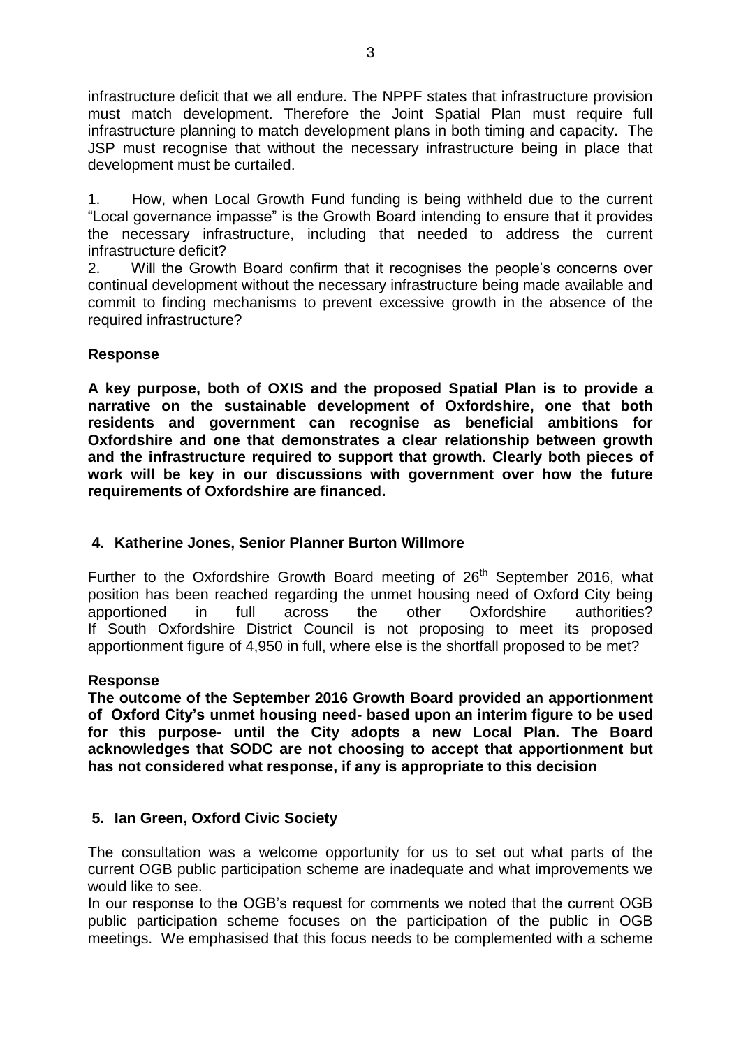infrastructure deficit that we all endure. The NPPF states that infrastructure provision must match development. Therefore the Joint Spatial Plan must require full infrastructure planning to match development plans in both timing and capacity. The JSP must recognise that without the necessary infrastructure being in place that development must be curtailed.

1. How, when Local Growth Fund funding is being withheld due to the current "Local governance impasse" is the Growth Board intending to ensure that it provides the necessary infrastructure, including that needed to address the current infrastructure deficit?
2. Will the Growth Board confirm that it recognises the people's concerns over continual development without the necessary infrastructure being made available and commit to finding mechanisms to prevent excessive growth in the absence of the required infrastructure?

**Response**

**A key purpose, both of OXIS and the proposed Spatial Plan is to provide a narrative on the sustainable development of Oxfordshire, one that both residents and government can recognise as beneficial ambitions for Oxfordshire and one that demonstrates a clear relationship between growth and the infrastructure required to support that growth. Clearly both pieces of work will be key in our discussions with government over how the future requirements of Oxfordshire are financed.**

## 4. Katherine Jones, Senior Planner Burton Willmore

Further to the Oxfordshire Growth Board meeting of 26th September 2016, what position has been reached regarding the unmet housing need of Oxford City being apportioned in full across the other Oxfordshire authorities? If South Oxfordshire District Council is not proposing to meet its proposed apportionment figure of 4,950 in full, where else is the shortfall proposed to be met?

**Response**

**The outcome of the September 2016 Growth Board provided an apportionment of Oxford City's unmet housing need- based upon an interim figure to be used for this purpose- until the City adopts a new Local Plan. The Board acknowledges that SODC are not choosing to accept that apportionment but has not considered what response, if any is appropriate to this decision**

## 5. Ian Green, Oxford Civic Society

The consultation was a welcome opportunity for us to set out what parts of the current OGB public participation scheme are inadequate and what improvements we would like to see.

In our response to the OGB's request for comments we noted that the current OGB public participation scheme focuses on the participation of the public in OGB meetings. We emphasised that this focus needs to be complemented with a scheme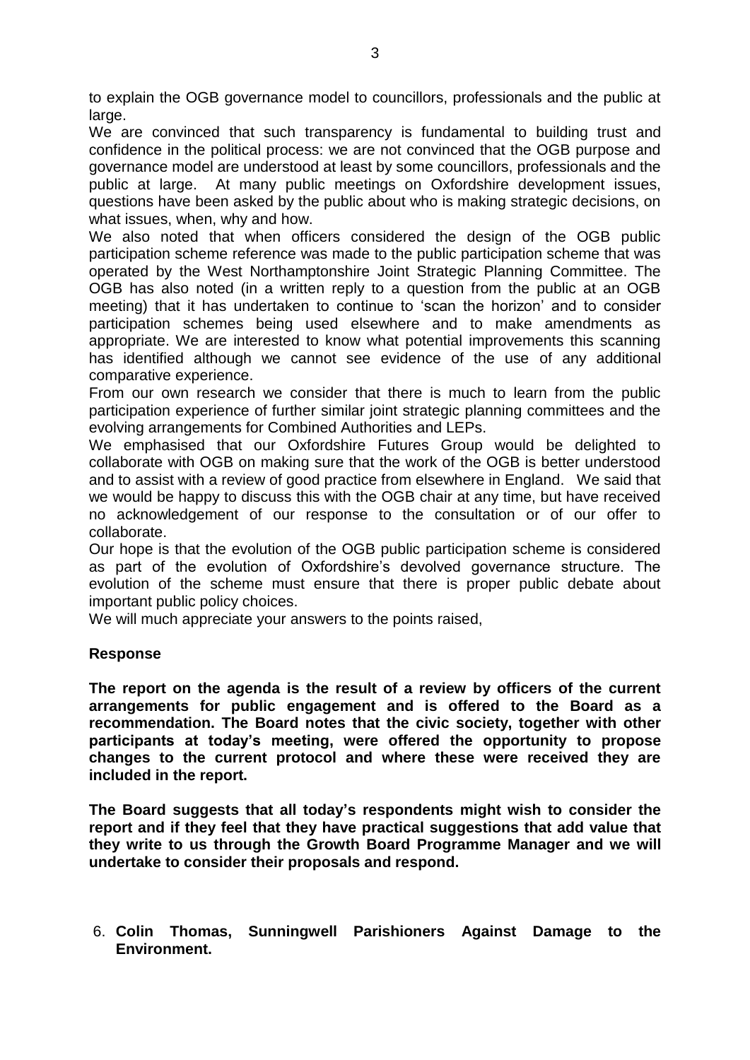to explain the OGB governance model to councillors, professionals and the public at large.

We are convinced that such transparency is fundamental to building trust and confidence in the political process: we are not convinced that the OGB purpose and governance model are understood at least by some councillors, professionals and the public at large. At many public meetings on Oxfordshire development issues, questions have been asked by the public about who is making strategic decisions, on what issues, when, why and how.

We also noted that when officers considered the design of the OGB public participation scheme reference was made to the public participation scheme that was operated by the West Northamptonshire Joint Strategic Planning Committee. The OGB has also noted (in a written reply to a question from the public at an OGB meeting) that it has undertaken to continue to 'scan the horizon' and to consider participation schemes being used elsewhere and to make amendments as appropriate. We are interested to know what potential improvements this scanning has identified although we cannot see evidence of the use of any additional comparative experience.

From our own research we consider that there is much to learn from the public participation experience of further similar joint strategic planning committees and the evolving arrangements for Combined Authorities and LEPs.

We emphasised that our Oxfordshire Futures Group would be delighted to collaborate with OGB on making sure that the work of the OGB is better understood and to assist with a review of good practice from elsewhere in England. We said that we would be happy to discuss this with the OGB chair at any time, but have received no acknowledgement of our response to the consultation or of our offer to collaborate.

Our hope is that the evolution of the OGB public participation scheme is considered as part of the evolution of Oxfordshire's devolved governance structure. The evolution of the scheme must ensure that there is proper public debate about important public policy choices.

We will much appreciate your answers to the points raised,

**Response**

**The report on the agenda is the result of a review by officers of the current arrangements for public engagement and is offered to the Board as a recommendation. The Board notes that the civic society, together with other participants at today's meeting, were offered the opportunity to propose changes to the current protocol and where these were received they are included in the report.**

**The Board suggests that all today's respondents might wish to consider the report and if they feel that they have practical suggestions that add value that they write to us through the Growth Board Programme Manager and we will undertake to consider their proposals and respond.**

6. **Colin Thomas, Sunningwell Parishioners Against Damage to the Environment.**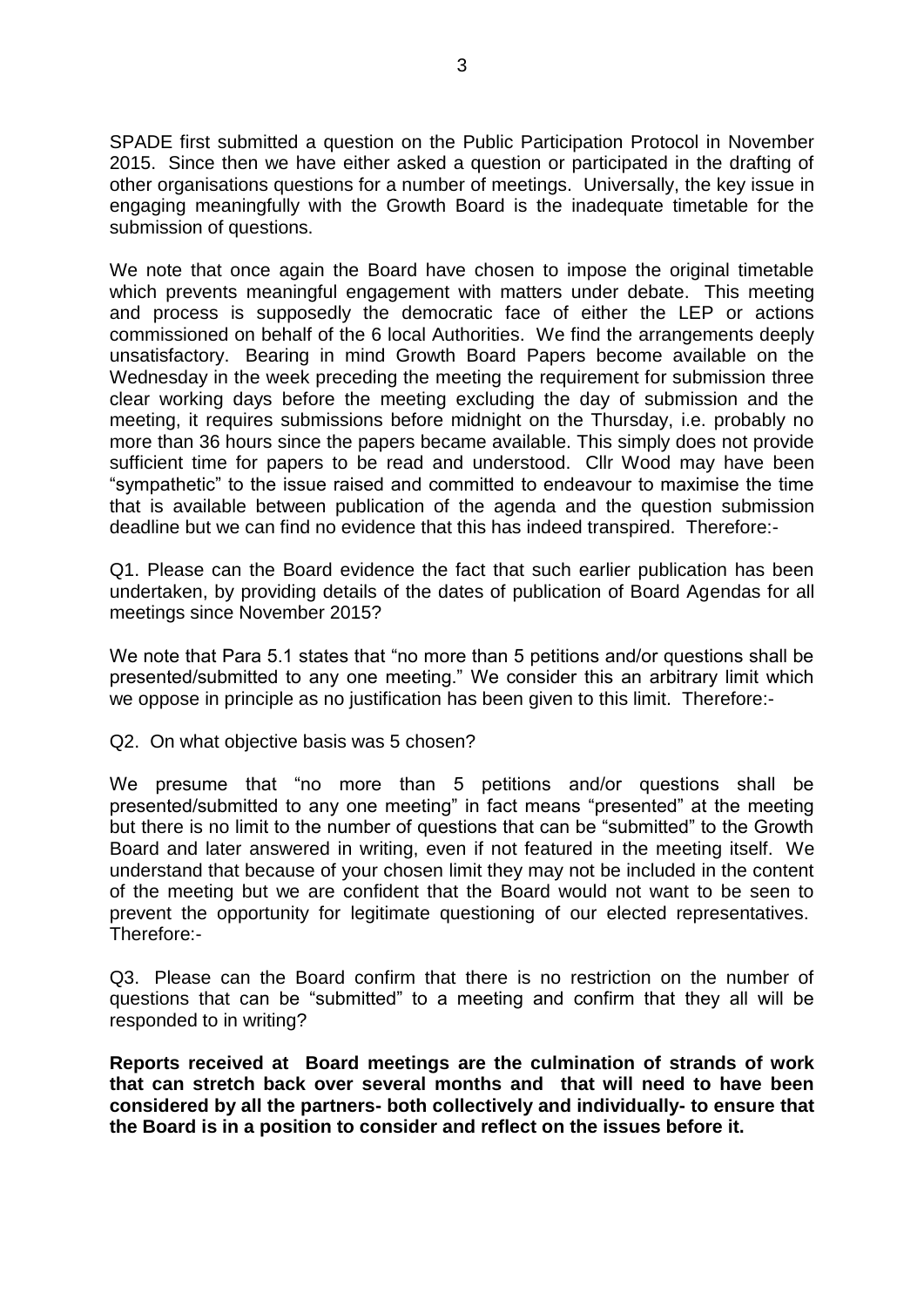SPADE first submitted a question on the Public Participation Protocol in November 2015. Since then we have either asked a question or participated in the drafting of other organisations questions for a number of meetings. Universally, the key issue in engaging meaningfully with the Growth Board is the inadequate timetable for the submission of questions.

We note that once again the Board have chosen to impose the original timetable which prevents meaningful engagement with matters under debate. This meeting and process is supposedly the democratic face of either the LEP or actions commissioned on behalf of the 6 local Authorities. We find the arrangements deeply unsatisfactory. Bearing in mind Growth Board Papers become available on the Wednesday in the week preceding the meeting the requirement for submission three clear working days before the meeting excluding the day of submission and the meeting, it requires submissions before midnight on the Thursday, i.e. probably no more than 36 hours since the papers became available. This simply does not provide sufficient time for papers to be read and understood. Cllr Wood may have been "sympathetic" to the issue raised and committed to endeavour to maximise the time that is available between publication of the agenda and the question submission deadline but we can find no evidence that this has indeed transpired. Therefore:-

Q1. Please can the Board evidence the fact that such earlier publication has been undertaken, by providing details of the dates of publication of Board Agendas for all meetings since November 2015?

We note that Para 5.1 states that "no more than 5 petitions and/or questions shall be presented/submitted to any one meeting." We consider this an arbitrary limit which we oppose in principle as no justification has been given to this limit. Therefore:-

Q2. On what objective basis was 5 chosen?

We presume that "no more than 5 petitions and/or questions shall be presented/submitted to any one meeting" in fact means "presented" at the meeting but there is no limit to the number of questions that can be "submitted" to the Growth Board and later answered in writing, even if not featured in the meeting itself. We understand that because of your chosen limit they may not be included in the content of the meeting but we are confident that the Board would not want to be seen to prevent the opportunity for legitimate questioning of our elected representatives. Therefore:-

Q3. Please can the Board confirm that there is no restriction on the number of questions that can be "submitted" to a meeting and confirm that they all will be responded to in writing?

**Reports received at Board meetings are the culmination of strands of work that can stretch back over several months and that will need to have been considered by all the partners- both collectively and individually- to ensure that the Board is in a position to consider and reflect on the issues before it.**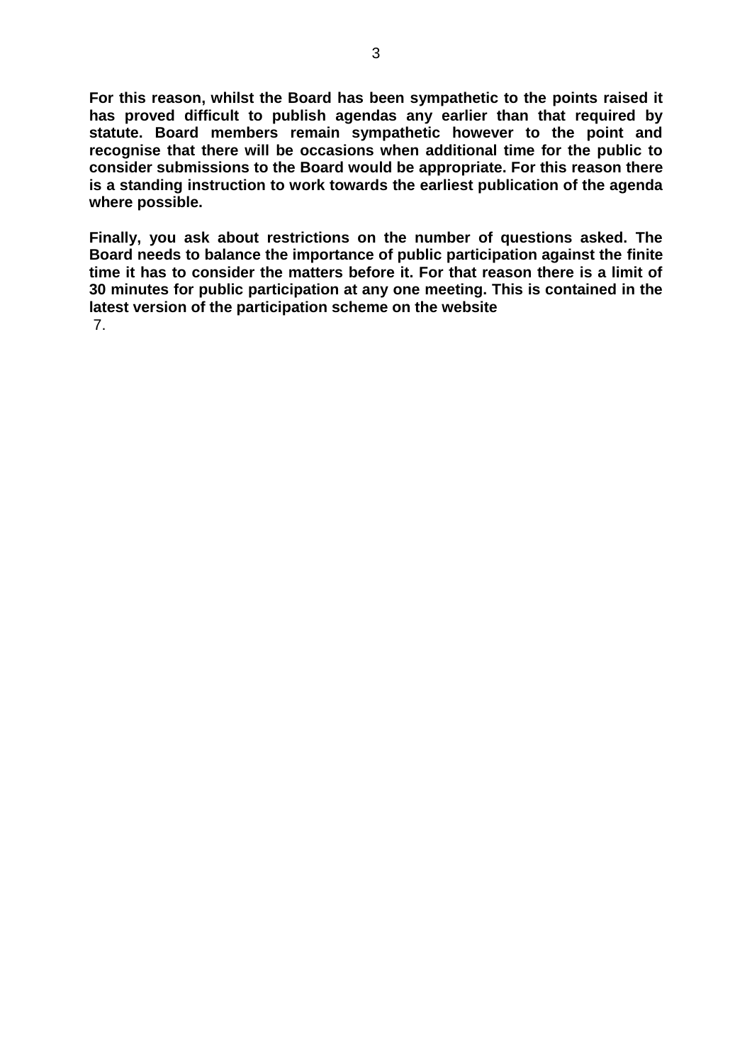**For this reason, whilst the Board has been sympathetic to the points raised it has proved difficult to publish agendas any earlier than that required by statute. Board members remain sympathetic however to the point and recognise that there will be occasions when additional time for the public to consider submissions to the Board would be appropriate. For this reason there is a standing instruction to work towards the earliest publication of the agenda where possible.**

**Finally, you ask about restrictions on the number of questions asked. The Board needs to balance the importance of public participation against the finite time it has to consider the matters before it. For that reason there is a limit of 30 minutes for public participation at any one meeting. This is contained in the latest version of the participation scheme on the website**

7.